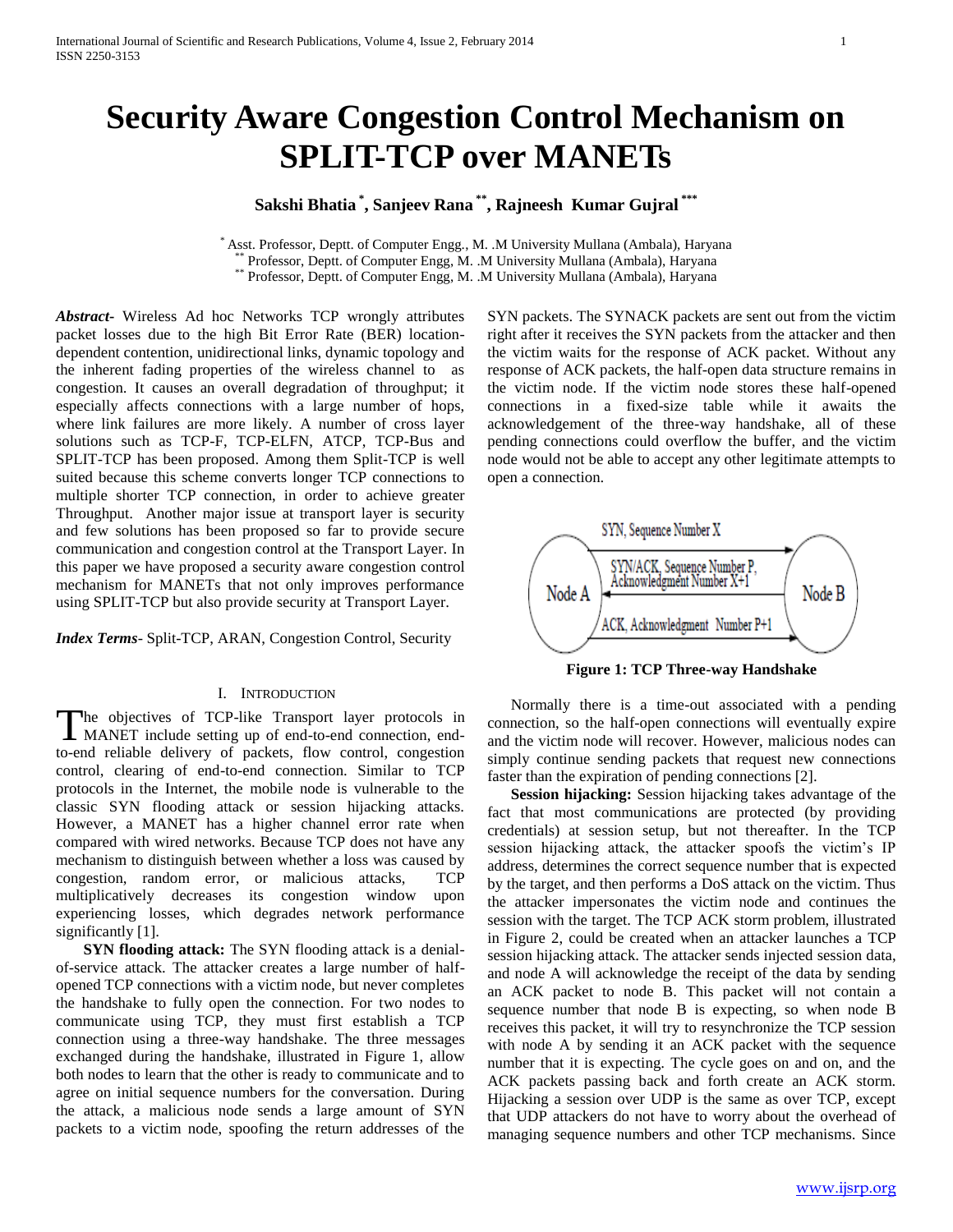# Security Aware Congestion Control Mechanism on SPLIT-TCP over MANETs

**Sakshi Bhatia [*], Sanjeev Rana [**], Rajneesh Kumar Gujral [***]**

[*] Asst. Professor, Deptt. of Computer Engg., M. .M University Mullana (Ambala), Haryana
[**] Professor, Deptt. of Computer Engg, M. .M University Mullana (Ambala), Haryana
[**] Professor, Deptt. of Computer Engg, M. .M University Mullana (Ambala), Haryana

***Abstract***- Wireless Ad hoc Networks TCP wrongly attributes packet losses due to the high Bit Error Rate (BER) location-dependent contention, unidirectional links, dynamic topology and the inherent fading properties of the wireless channel to as congestion. It causes an overall degradation of throughput; it especially affects connections with a large number of hops, where link failures are more likely. A number of cross layer solutions such as TCP-F, TCP-ELFN, ATCP, TCP-Bus and SPLIT-TCP has been proposed. Among them Split-TCP is well suited because this scheme converts longer TCP connections to multiple shorter TCP connection, in order to achieve greater Throughput. Another major issue at transport layer is security and few solutions has been proposed so far to provide secure communication and congestion control at the Transport Layer. In this paper we have proposed a security aware congestion control mechanism for MANETs that not only improves performance using SPLIT-TCP but also provide security at Transport Layer.

***Index Terms***- Split-TCP, ARAN, Congestion Control, Security

## I. Introduction

The objectives of TCP-like Transport layer protocols in MANET include setting up of end-to-end connection, end-to-end reliable delivery of packets, flow control, congestion control, clearing of end-to-end connection. Similar to TCP protocols in the Internet, the mobile node is vulnerable to the classic SYN flooding attack or session hijacking attacks. However, a MANET has a higher channel error rate when compared with wired networks. Because TCP does not have any mechanism to distinguish between whether a loss was caused by congestion, random error, or malicious attacks, TCP multiplicatively decreases its congestion window upon experiencing losses, which degrades network performance significantly [1].

**SYN flooding attack:** The SYN flooding attack is a denial-of-service attack. The attacker creates a large number of half-opened TCP connections with a victim node, but never completes the handshake to fully open the connection. For two nodes to communicate using TCP, they must first establish a TCP connection using a three-way handshake. The three messages exchanged during the handshake, illustrated in Figure 1, allow both nodes to learn that the other is ready to communicate and to agree on initial sequence numbers for the conversation. During the attack, a malicious node sends a large amount of SYN packets to a victim node, spoofing the return addresses of the SYN packets. The SYNACK packets are sent out from the victim right after it receives the SYN packets from the attacker and then the victim waits for the response of ACK packet. Without any response of ACK packets, the half-open data structure remains in the victim node. If the victim node stores these half-opened connections in a fixed-size table while it awaits the acknowledgement of the three-way handshake, all of these pending connections could overflow the buffer, and the victim node would not be able to accept any other legitimate attempts to open a connection.

**Figure 1: TCP Three-way Handshake**

Normally there is a time-out associated with a pending connection, so the half-open connections will eventually expire and the victim node will recover. However, malicious nodes can simply continue sending packets that request new connections faster than the expiration of pending connections [2].

**Session hijacking:** Session hijacking takes advantage of the fact that most communications are protected (by providing credentials) at session setup, but not thereafter. In the TCP session hijacking attack, the attacker spoofs the victim's IP address, determines the correct sequence number that is expected by the target, and then performs a DoS attack on the victim. Thus the attacker impersonates the victim node and continues the session with the target. The TCP ACK storm problem, illustrated in Figure 2, could be created when an attacker launches a TCP session hijacking attack. The attacker sends injected session data, and node A will acknowledge the receipt of the data by sending an ACK packet to node B. This packet will not contain a sequence number that node B is expecting, so when node B receives this packet, it will try to resynchronize the TCP session with node A by sending it an ACK packet with the sequence number that it is expecting. The cycle goes on and on, and the ACK packets passing back and forth create an ACK storm. Hijacking a session over UDP is the same as over TCP, except that UDP attackers do not have to worry about the overhead of managing sequence numbers and other TCP mechanisms. Since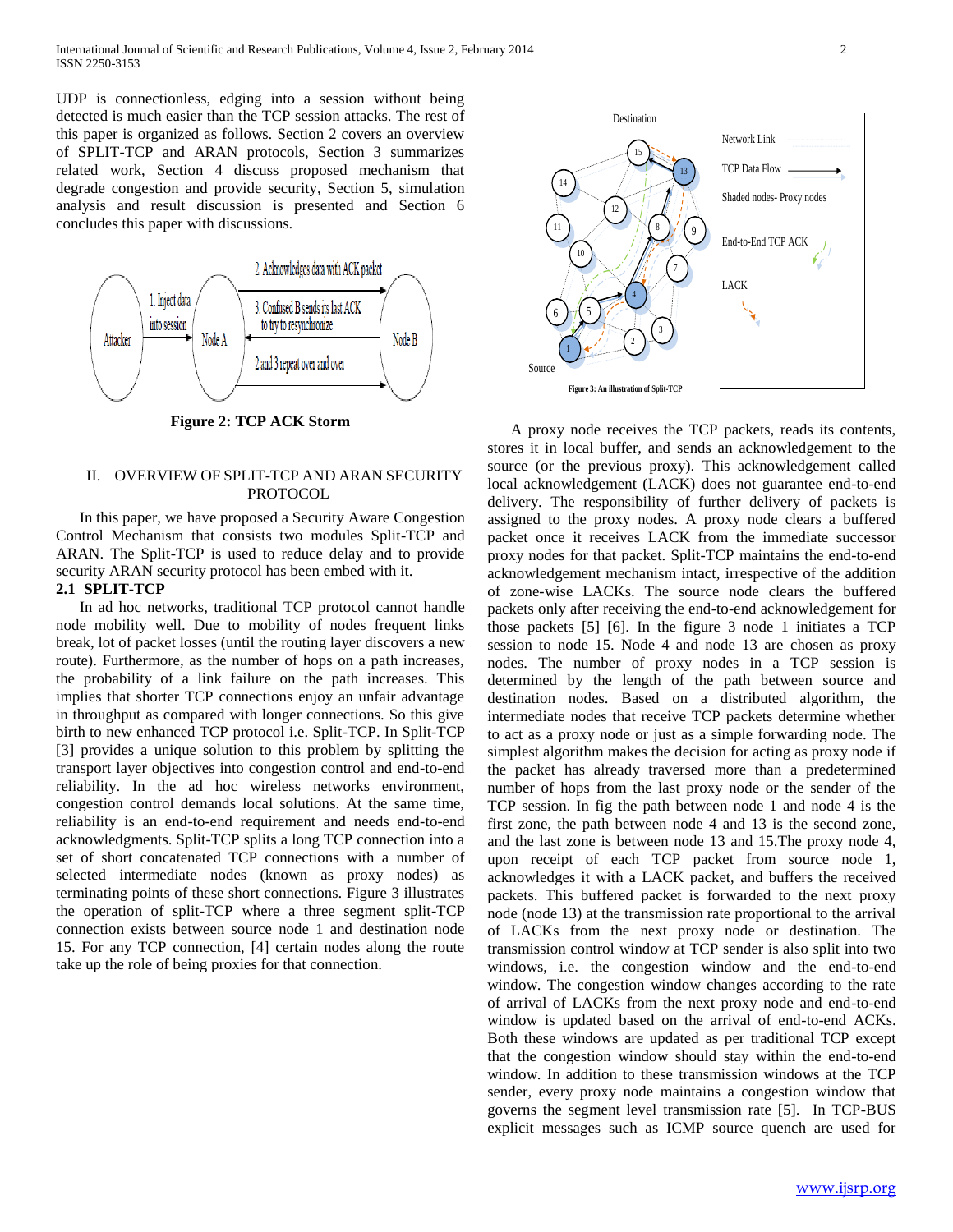UDP is connectionless, edging into a session without being detected is much easier than the TCP session attacks. The rest of this paper is organized as follows. Section 2 covers an overview of SPLIT-TCP and ARAN protocols, Section 3 summarizes related work, Section 4 discuss proposed mechanism that degrade congestion and provide security, Section 5, simulation analysis and result discussion is presented and Section 6 concludes this paper with discussions.

**Figure 2: TCP ACK Storm**

## II. OVERVIEW OF SPLIT-TCP AND ARAN SECURITY PROTOCOL

In this paper, we have proposed a Security Aware Congestion Control Mechanism that consists two modules Split-TCP and ARAN. The Split-TCP is used to reduce delay and to provide security ARAN security protocol has been embed with it.

### 2.1 SPLIT-TCP

In ad hoc networks, traditional TCP protocol cannot handle node mobility well. Due to mobility of nodes frequent links break, lot of packet losses (until the routing layer discovers a new route). Furthermore, as the number of hops on a path increases, the probability of a link failure on the path increases. This implies that shorter TCP connections enjoy an unfair advantage in throughput as compared with longer connections. So this give birth to new enhanced TCP protocol i.e. Split-TCP. In Split-TCP [3] provides a unique solution to this problem by splitting the transport layer objectives into congestion control and end-to-end reliability. In the ad hoc wireless networks environment, congestion control demands local solutions. At the same time, reliability is an end-to-end requirement and needs end-to-end acknowledgments. Split-TCP splits a long TCP connection into a set of short concatenated TCP connections with a number of selected intermediate nodes (known as proxy nodes) as terminating points of these short connections. Figure 3 illustrates the operation of split-TCP where a three segment split-TCP connection exists between source node 1 and destination node 15. For any TCP connection, [4] certain nodes along the route take up the role of being proxies for that connection.

Figure 3: An illustration of Split-TCP

A proxy node receives the TCP packets, reads its contents, stores it in local buffer, and sends an acknowledgement to the source (or the previous proxy). This acknowledgement called local acknowledgement (LACK) does not guarantee end-to-end delivery. The responsibility of further delivery of packets is assigned to the proxy nodes. A proxy node clears a buffered packet once it receives LACK from the immediate successor proxy nodes for that packet. Split-TCP maintains the end-to-end acknowledgement mechanism intact, irrespective of the addition of zone-wise LACKs. The source node clears the buffered packets only after receiving the end-to-end acknowledgement for those packets [5] [6]. In the figure 3 node 1 initiates a TCP session to node 15. Node 4 and node 13 are chosen as proxy nodes. The number of proxy nodes in a TCP session is determined by the length of the path between source and destination nodes. Based on a distributed algorithm, the intermediate nodes that receive TCP packets determine whether to act as a proxy node or just as a simple forwarding node. The simplest algorithm makes the decision for acting as proxy node if the packet has already traversed more than a predetermined number of hops from the last proxy node or the sender of the TCP session. In fig the path between node 1 and node 4 is the first zone, the path between node 4 and 13 is the second zone, and the last zone is between node 13 and 15.The proxy node 4, upon receipt of each TCP packet from source node 1, acknowledges it with a LACK packet, and buffers the received packets. This buffered packet is forwarded to the next proxy node (node 13) at the transmission rate proportional to the arrival of LACKs from the next proxy node or destination. The transmission control window at TCP sender is also split into two windows, i.e. the congestion window and the end-to-end window. The congestion window changes according to the rate of arrival of LACKs from the next proxy node and end-to-end window is updated based on the arrival of end-to-end ACKs. Both these windows are updated as per traditional TCP except that the congestion window should stay within the end-to-end window. In addition to these transmission windows at the TCP sender, every proxy node maintains a congestion window that governs the segment level transmission rate [5]. In TCP-BUS explicit messages such as ICMP source quench are used for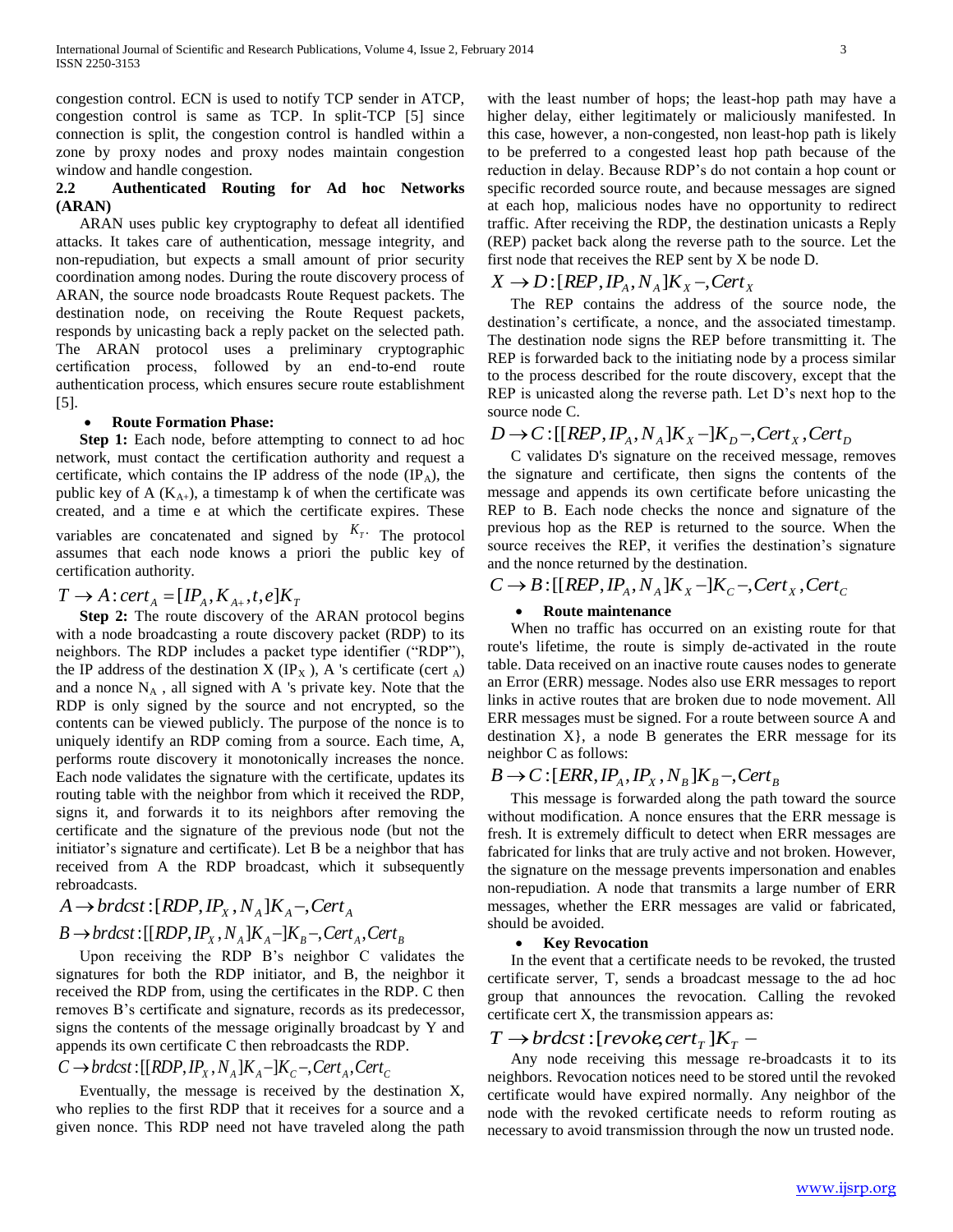congestion control. ECN is used to notify TCP sender in ATCP, congestion control is same as TCP. In split-TCP [5] since connection is split, the congestion control is handled within a zone by proxy nodes and proxy nodes maintain congestion window and handle congestion.

### 2.2 Authenticated Routing for Ad hoc Networks (ARAN)

ARAN uses public key cryptography to defeat all identified attacks. It takes care of authentication, message integrity, and non-repudiation, but expects a small amount of prior security coordination among nodes. During the route discovery process of ARAN, the source node broadcasts Route Request packets. The destination node, on receiving the Route Request packets, responds by unicasting back a reply packet on the selected path. The ARAN protocol uses a preliminary cryptographic certification process, followed by an end-to-end route authentication process, which ensures secure route establishment [5].

- **Route Formation Phase:**

**Step 1:** Each node, before attempting to connect to ad hoc network, must contact the certification authority and request a certificate, which contains the IP address of the node ($IP_A$), the public key of A ($K_{A+}$), a timestamp k of when the certificate was created, and a time e at which the certificate expires. These variables are concatenated and signed by $K_T$. The protocol assumes that each node knows a priori the public key of certification authority.

$$T \rightarrow A: cert_A = [IP_A, K_{A+}, t, e]K_T$$

**Step 2:** The route discovery of the ARAN protocol begins with a node broadcasting a route discovery packet (RDP) to its neighbors. The RDP includes a packet type identifier ("RDP"), the IP address of the destination X ($IP_X$ ), A 's certificate ($cert_A$) and a nonce $N_A$ , all signed with A 's private key. Note that the RDP is only signed by the source and not encrypted, so the contents can be viewed publicly. The purpose of the nonce is to uniquely identify an RDP coming from a source. Each time, A, performs route discovery it monotonically increases the nonce. Each node validates the signature with the certificate, updates its routing table with the neighbor from which it received the RDP, signs it, and forwards it to its neighbors after removing the certificate and the signature of the previous node (but not the initiator's signature and certificate). Let B be a neighbor that has received from A the RDP broadcast, which it subsequently rebroadcasts.

$$A \rightarrow brdcst: [RDP, IP_X, N_A]K_A-, Cert_A$$

$$B \rightarrow brdcst: [[RDP, IP_X, N_A]K_A-]K_B-, Cert_A, Cert_B$$

Upon receiving the RDP B's neighbor C validates the signatures for both the RDP initiator, and B, the neighbor it received the RDP from, using the certificates in the RDP. C then removes B's certificate and signature, records as its predecessor, signs the contents of the message originally broadcast by Y and appends its own certificate C then rebroadcasts the RDP.

$$C \rightarrow brdcst: [[RDP, IP_X, N_A]K_A-]K_C-, Cert_A, Cert_C$$

Eventually, the message is received by the destination X, who replies to the first RDP that it receives for a source and a given nonce. This RDP need not have traveled along the path with the least number of hops; the least-hop path may have a higher delay, either legitimately or maliciously manifested. In this case, however, a non-congested, non least-hop path is likely to be preferred to a congested least hop path because of the reduction in delay. Because RDP's do not contain a hop count or specific recorded source route, and because messages are signed at each hop, malicious nodes have no opportunity to redirect traffic. After receiving the RDP, the destination unicasts a Reply (REP) packet back along the reverse path to the source. Let the first node that receives the REP sent by X be node D.

$$X \rightarrow D: [REP, IP_A, N_A]K_X-, Cert_X$$

The REP contains the address of the source node, the destination's certificate, a nonce, and the associated timestamp. The destination node signs the REP before transmitting it. The REP is forwarded back to the initiating node by a process similar to the process described for the route discovery, except that the REP is unicasted along the reverse path. Let D's next hop to the source node C.

$$D \rightarrow C: [[REP, IP_A, N_A]K_X-]K_D-, Cert_X, Cert_D$$

C validates D's signature on the received message, removes the signature and certificate, then signs the contents of the message and appends its own certificate before unicasting the REP to B. Each node checks the nonce and signature of the previous hop as the REP is returned to the source. When the source receives the REP, it verifies the destination's signature and the nonce returned by the destination.

$$C \rightarrow B: [[REP, IP_A, N_A]K_X-]K_C-, Cert_X, Cert_C$$

- **Route maintenance**

When no traffic has occurred on an existing route for that route's lifetime, the route is simply de-activated in the route table. Data received on an inactive route causes nodes to generate an Error (ERR) message. Nodes also use ERR messages to report links in active routes that are broken due to node movement. All ERR messages must be signed. For a route between source A and destination X}, a node B generates the ERR message for its neighbor C as follows:

$$B \rightarrow C: [ERR, IP_A, IP_X, N_B]K_B-, Cert_B$$

This message is forwarded along the path toward the source without modification. A nonce ensures that the ERR message is fresh. It is extremely difficult to detect when ERR messages are fabricated for links that are truly active and not broken. However, the signature on the message prevents impersonation and enables non-repudiation. A node that transmits a large number of ERR messages, whether the ERR messages are valid or fabricated, should be avoided.

- **Key Revocation**

In the event that a certificate needs to be revoked, the trusted certificate server, T, sends a broadcast message to the ad hoc group that announces the revocation. Calling the revoked certificate cert X, the transmission appears as:

$$T \rightarrow brdcst: [revoke, cert_T]K_T -$$

Any node receiving this message re-broadcasts it to its neighbors. Revocation notices need to be stored until the revoked certificate would have expired normally. Any neighbor of the node with the revoked certificate needs to reform routing as necessary to avoid transmission through the now un trusted node.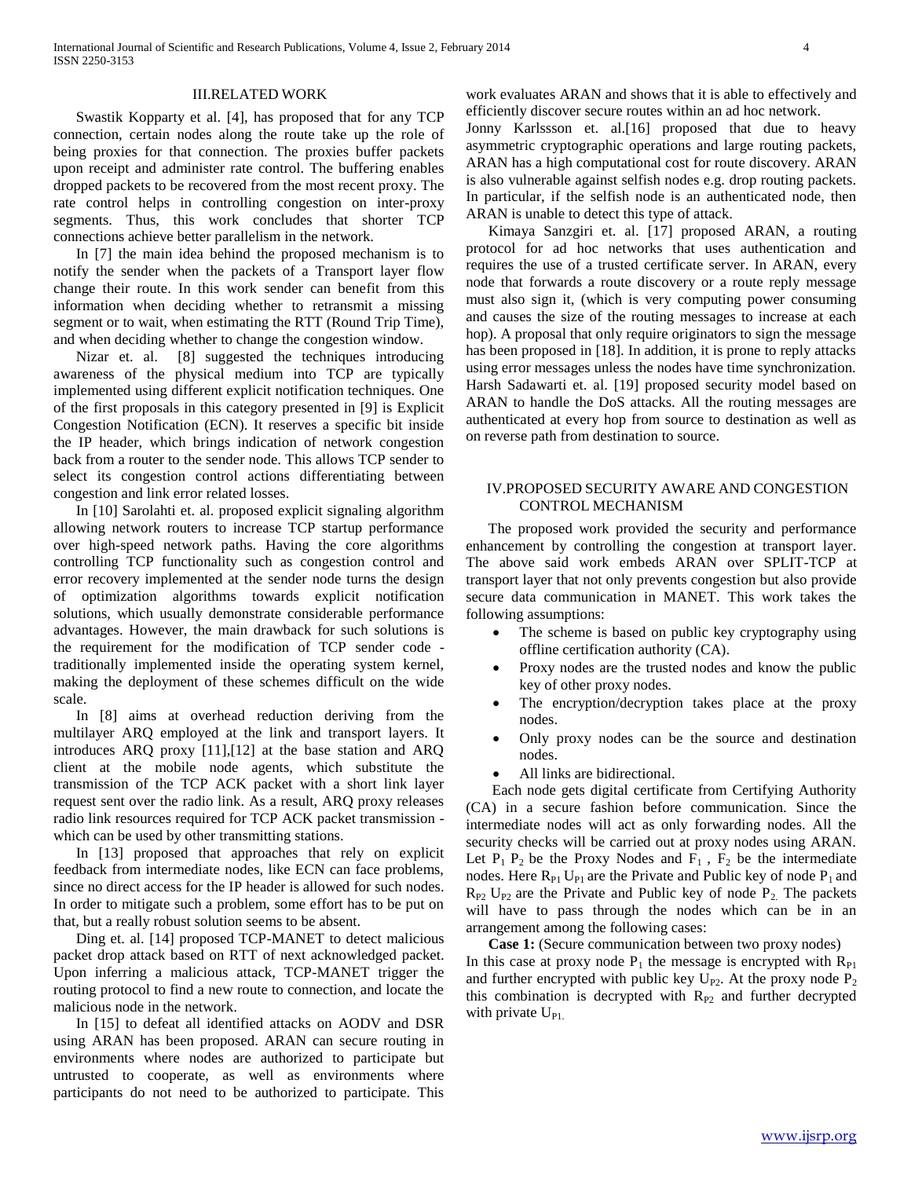## III.RELATED WORK

Swastik Kopparty et al. [4], has proposed that for any TCP connection, certain nodes along the route take up the role of being proxies for that connection. The proxies buffer packets upon receipt and administer rate control. The buffering enables dropped packets to be recovered from the most recent proxy. The rate control helps in controlling congestion on inter-proxy segments. Thus, this work concludes that shorter TCP connections achieve better parallelism in the network.

In [7] the main idea behind the proposed mechanism is to notify the sender when the packets of a Transport layer flow change their route. In this work sender can benefit from this information when deciding whether to retransmit a missing segment or to wait, when estimating the RTT (Round Trip Time), and when deciding whether to change the congestion window.

Nizar et. al. [8] suggested the techniques introducing awareness of the physical medium into TCP are typically implemented using different explicit notification techniques. One of the first proposals in this category presented in [9] is Explicit Congestion Notification (ECN). It reserves a specific bit inside the IP header, which brings indication of network congestion back from a router to the sender node. This allows TCP sender to select its congestion control actions differentiating between congestion and link error related losses.

In [10] Sarolahti et. al. proposed explicit signaling algorithm allowing network routers to increase TCP startup performance over high-speed network paths. Having the core algorithms controlling TCP functionality such as congestion control and error recovery implemented at the sender node turns the design of optimization algorithms towards explicit notification solutions, which usually demonstrate considerable performance advantages. However, the main drawback for such solutions is the requirement for the modification of TCP sender code - traditionally implemented inside the operating system kernel, making the deployment of these schemes difficult on the wide scale.

In [8] aims at overhead reduction deriving from the multilayer ARQ employed at the link and transport layers. It introduces ARQ proxy [11],[12] at the base station and ARQ client at the mobile node agents, which substitute the transmission of the TCP ACK packet with a short link layer request sent over the radio link. As a result, ARQ proxy releases radio link resources required for TCP ACK packet transmission - which can be used by other transmitting stations.

In [13] proposed that approaches that rely on explicit feedback from intermediate nodes, like ECN can face problems, since no direct access for the IP header is allowed for such nodes. In order to mitigate such a problem, some effort has to be put on that, but a really robust solution seems to be absent.

Ding et. al. [14] proposed TCP-MANET to detect malicious packet drop attack based on RTT of next acknowledged packet. Upon inferring a malicious attack, TCP-MANET trigger the routing protocol to find a new route to connection, and locate the malicious node in the network.

In [15] to defeat all identified attacks on AODV and DSR using ARAN has been proposed. ARAN can secure routing in environments where nodes are authorized to participate but untrusted to cooperate, as well as environments where participants do not need to be authorized to participate. This work evaluates ARAN and shows that it is able to effectively and efficiently discover secure routes within an ad hoc network.

Jonny Karlssson et. al.[16] proposed that due to heavy asymmetric cryptographic operations and large routing packets, ARAN has a high computational cost for route discovery. ARAN is also vulnerable against selfish nodes e.g. drop routing packets. In particular, if the selfish node is an authenticated node, then ARAN is unable to detect this type of attack.

Kimaya Sanzgiri et. al. [17] proposed ARAN, a routing protocol for ad hoc networks that uses authentication and requires the use of a trusted certificate server. In ARAN, every node that forwards a route discovery or a route reply message must also sign it, (which is very computing power consuming and causes the size of the routing messages to increase at each hop). A proposal that only require originators to sign the message has been proposed in [18]. In addition, it is prone to reply attacks using error messages unless the nodes have time synchronization. Harsh Sadawarti et. al. [19] proposed security model based on ARAN to handle the DoS attacks. All the routing messages are authenticated at every hop from source to destination as well as on reverse path from destination to source.

## IV.PROPOSED SECURITY AWARE AND CONGESTION CONTROL MECHANISM

The proposed work provided the security and performance enhancement by controlling the congestion at transport layer. The above said work embeds ARAN over SPLIT-TCP at transport layer that not only prevents congestion but also provide secure data communication in MANET. This work takes the following assumptions:

- The scheme is based on public key cryptography using offline certification authority (CA).
- Proxy nodes are the trusted nodes and know the public key of other proxy nodes.
- The encryption/decryption takes place at the proxy nodes.
- Only proxy nodes can be the source and destination nodes.
- All links are bidirectional.

Each node gets digital certificate from Certifying Authority (CA) in a secure fashion before communication. Since the intermediate nodes will act as only forwarding nodes. All the security checks will be carried out at proxy nodes using ARAN. Let $P_1$ $P_2$ be the Proxy Nodes and $F_1$ , $F_2$ be the intermediate nodes. Here $R_{P1}$ $U_{P1}$ are the Private and Public key of node $P_1$ and $R_{P2}$ $U_{P2}$ are the Private and Public key of node $P_2$. The packets will have to pass through the nodes which can be in an arrangement among the following cases:

**Case 1:** (Secure communication between two proxy nodes) In this case at proxy node $P_1$ the message is encrypted with $R_{P1}$ and further encrypted with public key $U_{P2}$. At the proxy node $P_2$ this combination is decrypted with $R_{P2}$ and further decrypted with private $U_{P1}$.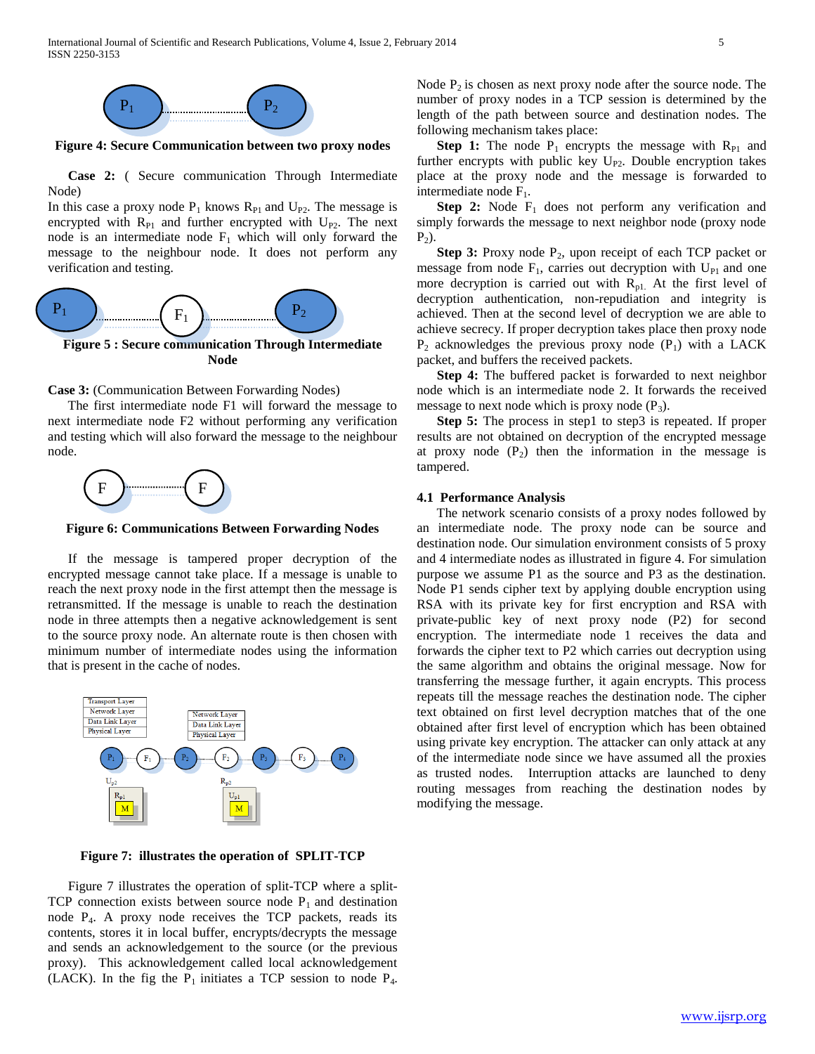**Figure 4: Secure Communication between two proxy nodes**

**Case 2:** ( Secure communication Through Intermediate Node)

In this case a proxy node $P_1$ knows $R_{P1}$ and $U_{P2}$. The message is encrypted with $R_{P1}$ and further encrypted with $U_{P2}$. The next node is an intermediate node $F_1$ which will only forward the message to the neighbour node. It does not perform any verification and testing.

**Figure 5 : Secure communication Through Intermediate Node**

**Case 3:** (Communication Between Forwarding Nodes)

The first intermediate node F1 will forward the message to next intermediate node F2 without performing any verification and testing which will also forward the message to the neighbour node.

**Figure 6: Communications Between Forwarding Nodes**

If the message is tampered proper decryption of the encrypted message cannot take place. If a message is unable to reach the next proxy node in the first attempt then the message is retransmitted. If the message is unable to reach the destination node in three attempts then a negative acknowledgement is sent to the source proxy node. An alternate route is then chosen with minimum number of intermediate nodes using the information that is present in the cache of nodes.

**Figure 7: illustrates the operation of SPLIT-TCP**

Figure 7 illustrates the operation of split-TCP where a split-TCP connection exists between source node $P_1$ and destination node $P_4$. A proxy node receives the TCP packets, reads its contents, stores it in local buffer, encrypts/decrypts the message and sends an acknowledgement to the source (or the previous proxy). This acknowledgement called local acknowledgement (LACK). In the fig the $P_1$ initiates a TCP session to node $P_4$. Node $P_2$ is chosen as next proxy node after the source node. The number of proxy nodes in a TCP session is determined by the length of the path between source and destination nodes. The following mechanism takes place:

**Step 1:** The node $P_1$ encrypts the message with $R_{P1}$ and further encrypts with public key $U_{P2}$. Double encryption takes place at the proxy node and the message is forwarded to intermediate node $F_1$.

**Step 2:** Node $F_1$ does not perform any verification and simply forwards the message to next neighbor node (proxy node $P_2$).

**Step 3:** Proxy node $P_2$, upon receipt of each TCP packet or message from node $F_1$, carries out decryption with $U_{P1}$ and one more decryption is carried out with $R_{p1.}$ At the first level of decryption authentication, non-repudiation and integrity is achieved. Then at the second level of decryption we are able to achieve secrecy. If proper decryption takes place then proxy node $P_2$ acknowledges the previous proxy node ($P_1$) with a LACK packet, and buffers the received packets.

**Step 4:** The buffered packet is forwarded to next neighbor node which is an intermediate node 2. It forwards the received message to next node which is proxy node ($P_3$).

**Step 5:** The process in step1 to step3 is repeated. If proper results are not obtained on decryption of the encrypted message at proxy node ($P_2$) then the information in the message is tampered.

### 4.1 Performance Analysis

The network scenario consists of a proxy nodes followed by an intermediate node. The proxy node can be source and destination node. Our simulation environment consists of 5 proxy and 4 intermediate nodes as illustrated in figure 4. For simulation purpose we assume P1 as the source and P3 as the destination. Node P1 sends cipher text by applying double encryption using RSA with its private key for first encryption and RSA with private-public key of next proxy node (P2) for second encryption. The intermediate node 1 receives the data and forwards the cipher text to P2 which carries out decryption using the same algorithm and obtains the original message. Now for transferring the message further, it again encrypts. This process repeats till the message reaches the destination node. The cipher text obtained on first level decryption matches that of the one obtained after first level of encryption which has been obtained using private key encryption. The attacker can only attack at any of the intermediate node since we have assumed all the proxies as trusted nodes. Interruption attacks are launched to deny routing messages from reaching the destination nodes by modifying the message.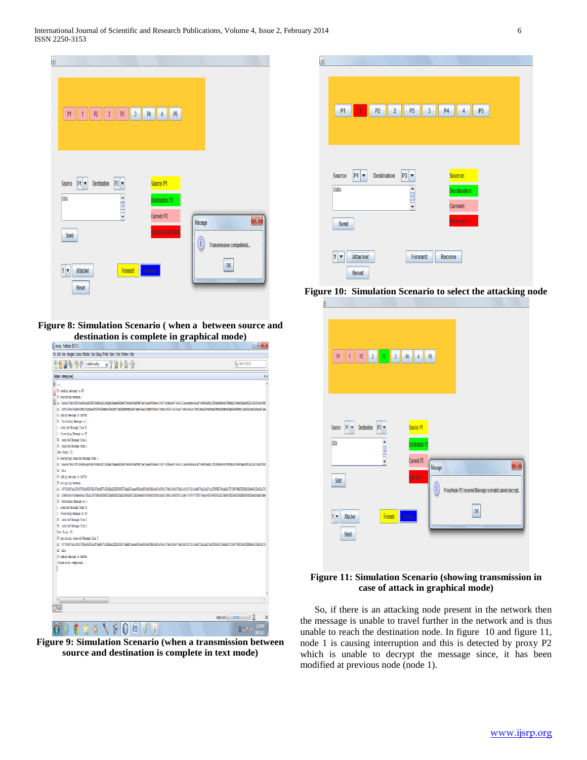Figure 8: Simulation Scenario ( when a between source and destination is complete in graphical mode)

Figure 9: Simulation Scenario (when a transmission between source and destination is complete in text mode)

Figure 10: Simulation Scenario to select the attacking node

Figure 11: Simulation Scenario (showing transmission in case of attack in graphical mode)

So, if there is an attacking node present in the network then the message is unable to travel further in the network and is thus unable to reach the destination node. In figure 10 and figure 11, node 1 is causing interruption and this is detected by proxy P2 which is unable to decrypt the message since, it has been modified at previous node (node 1).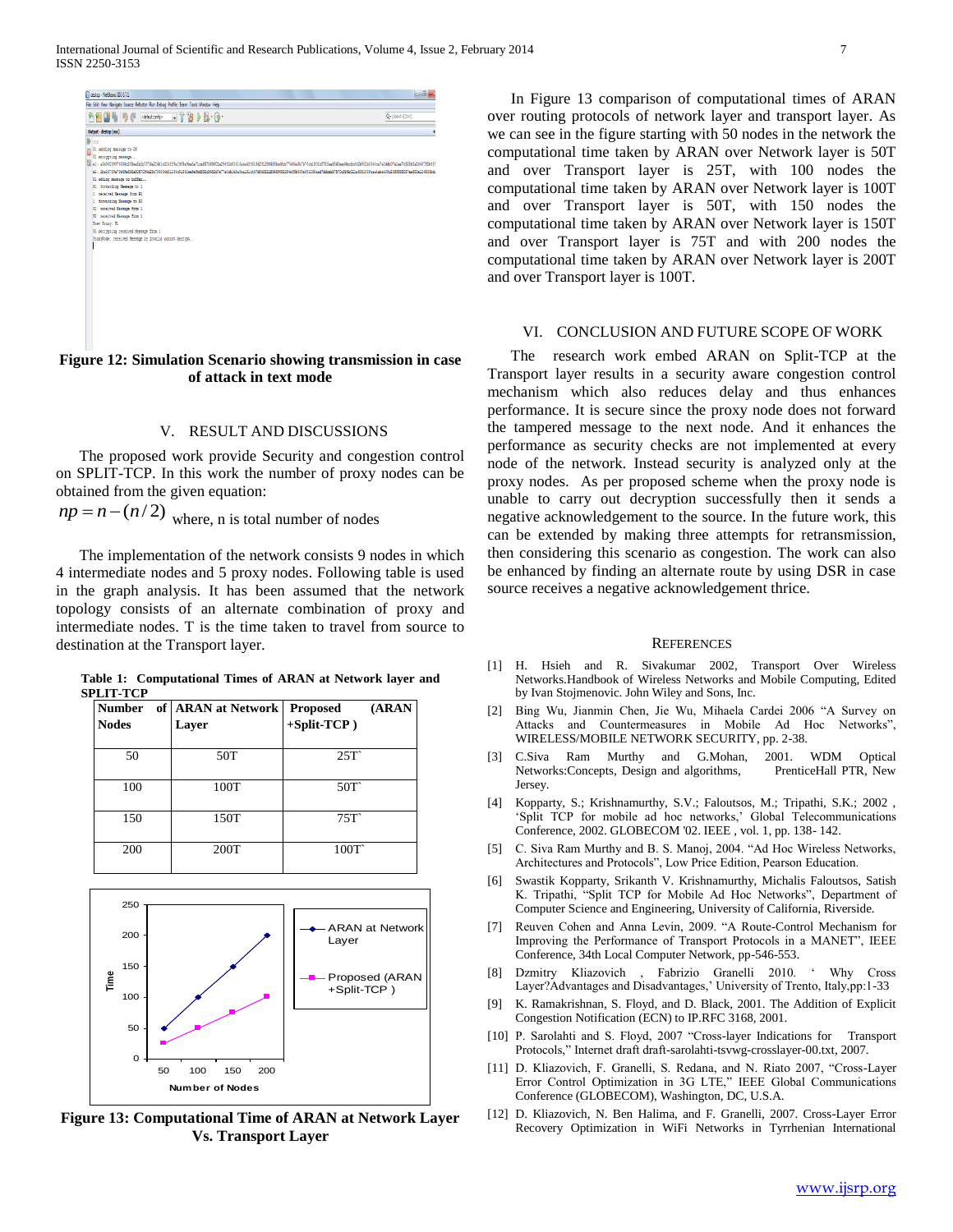Figure 12: Simulation Scenario showing transmission in case of attack in text mode

## V. RESULT AND DISCUSSIONS

The proposed work provide Security and congestion control on SPLIT-TCP. In this work the number of proxy nodes can be obtained from the given equation:

$np = n - (n/2)$ where, n is total number of nodes

The implementation of the network consists 9 nodes in which 4 intermediate nodes and 5 proxy nodes. Following table is used in the graph analysis. It has been assumed that the network topology consists of an alternate combination of proxy and intermediate nodes. T is the time taken to travel from source to destination at the Transport layer.

**Table 1: Computational Times of ARAN at Network layer and SPLIT-TCP**

| Number of Nodes | ARAN at Network Layer | Proposed (ARAN +Split-TCP ) |
|---|---|---|
| 50 | 50T | 25T` |
| 100 | 100T | 50T` |
| 150 | 150T | 75T` |
| 200 | 200T | 100T` |

Figure 13: Computational Time of ARAN at Network Layer Vs. Transport Layer

In Figure 13 comparison of computational times of ARAN over routing protocols of network layer and transport layer. As we can see in the figure starting with 50 nodes in the network the computational time taken by ARAN over Network layer is 50T and over Transport layer is 25T, with 100 nodes the computational time taken by ARAN over Network layer is 100T and over Transport layer is 50T, with 150 nodes the computational time taken by ARAN over Network layer is 150T and over Transport layer is 75T and with 200 nodes the computational time taken by ARAN over Network layer is 200T and over Transport layer is 100T.

## VI. CONCLUSION AND FUTURE SCOPE OF WORK

The research work embed ARAN on Split-TCP at the Transport layer results in a security aware congestion control mechanism which also reduces delay and thus enhances performance. It is secure since the proxy node does not forward the tampered message to the next node. And it enhances the performance as security checks are not implemented at every node of the network. Instead security is analyzed only at the proxy nodes. As per proposed scheme when the proxy node is unable to carry out decryption successfully then it sends a negative acknowledgement to the source. In the future work, this can be extended by making three attempts for retransmission, then considering this scenario as congestion. The work can also be enhanced by finding an alternate route by using DSR in case source receives a negative acknowledgement thrice.

## REFERENCES

[1] H. Hsieh and R. Sivakumar 2002, Transport Over Wireless Networks.Handbook of Wireless Networks and Mobile Computing, Edited by Ivan Stojmenovic. John Wiley and Sons, Inc.

[2] Bing Wu, Jianmin Chen, Jie Wu, Mihaela Cardei 2006 "A Survey on Attacks and Countermeasures in Mobile Ad Hoc Networks", WIRELESS/MOBILE NETWORK SECURITY, pp. 2-38.

[3] C.Siva Ram Murthy and G.Mohan, 2001. WDM Optical Networks:Concepts, Design and algorithms, PrenticeHall PTR, New Jersey.

[4] Kopparty, S.; Krishnamurthy, S.V.; Faloutsos, M.; Tripathi, S.K.; 2002 , 'Split TCP for mobile ad hoc networks,' Global Telecommunications Conference, 2002. GLOBECOM '02. IEEE , vol. 1, pp. 138- 142.

[5] C. Siva Ram Murthy and B. S. Manoj, 2004. "Ad Hoc Wireless Networks, Architectures and Protocols", Low Price Edition, Pearson Education.

[6] Swastik Kopparty, Srikanth V. Krishnamurthy, Michalis Faloutsos, Satish K. Tripathi, "Split TCP for Mobile Ad Hoc Networks", Department of Computer Science and Engineering, University of California, Riverside.

[7] Reuven Cohen and Anna Levin, 2009. "A Route-Control Mechanism for Improving the Performance of Transport Protocols in a MANET", IEEE Conference, 34th Local Computer Network, pp-546-553.

[8] Dzmitry Kliazovich , Fabrizio Granelli 2010. ' Why Cross Layer?Advantages and Disadvantages,' University of Trento, Italy,pp:1-33

[9] K. Ramakrishnan, S. Floyd, and D. Black, 2001. The Addition of Explicit Congestion Notification (ECN) to IP.RFC 3168, 2001.

[10] P. Sarolahti and S. Floyd, 2007 "Cross-layer Indications for Transport Protocols," Internet draft draft-sarolahti-tsvwg-crosslayer-00.txt, 2007.

[11] D. Kliazovich, F. Granelli, S. Redana, and N. Riato 2007, "Cross-Layer Error Control Optimization in 3G LTE," IEEE Global Communications Conference (GLOBECOM), Washington, DC, U.S.A.

[12] D. Kliazovich, N. Ben Halima, and F. Granelli, 2007. Cross-Layer Error Recovery Optimization in WiFi Networks in Tyrrhenian International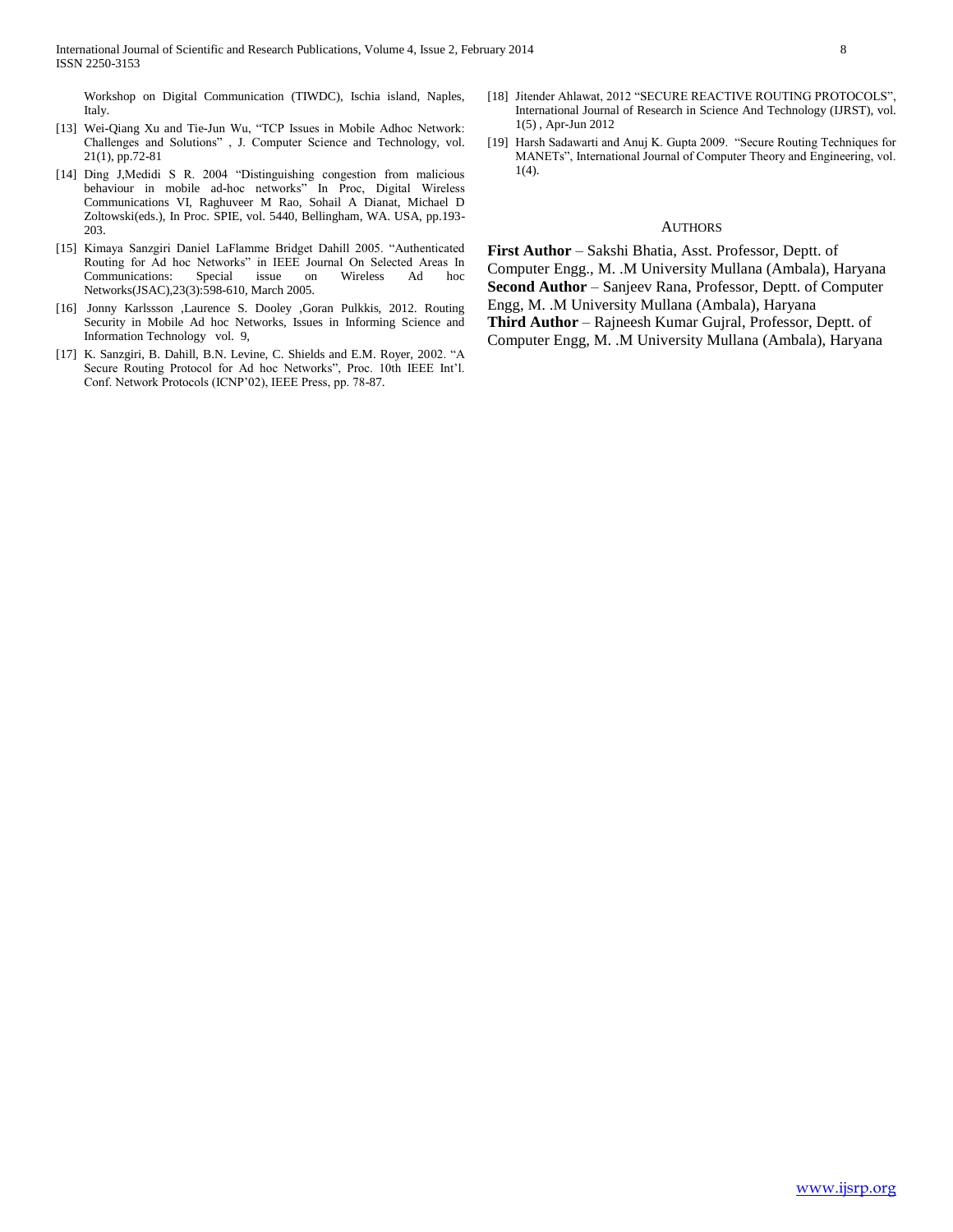Workshop on Digital Communication (TIWDC), Ischia island, Naples, Italy.

[13] Wei-Qiang Xu and Tie-Jun Wu, "TCP Issues in Mobile Adhoc Network: Challenges and Solutions" , J. Computer Science and Technology, vol. 21(1), pp.72-81

[14] Ding J,Medidi S R. 2004 "Distinguishing congestion from malicious behaviour in mobile ad-hoc networks" In Proc, Digital Wireless Communications VI, Raghuveer M Rao, Sohail A Dianat, Michael D Zoltowski(eds.), In Proc. SPIE, vol. 5440, Bellingham, WA. USA, pp.193-203.

[15] Kimaya Sanzgiri Daniel LaFlamme Bridget Dahill 2005. "Authenticated Routing for Ad hoc Networks" in IEEE Journal On Selected Areas In Communications: Special issue on Wireless Ad hoc Networks(JSAC),23(3):598-610, March 2005.

[16] Jonny Karlssson ,Laurence S. Dooley ,Goran Pulkkis, 2012. Routing Security in Mobile Ad hoc Networks, Issues in Informing Science and Information Technology vol. 9,

[17] K. Sanzgiri, B. Dahill, B.N. Levine, C. Shields and E.M. Royer, 2002. "A Secure Routing Protocol for Ad hoc Networks", Proc. 10th IEEE Int'l. Conf. Network Protocols (ICNP'02), IEEE Press, pp. 78-87.

[18] Jitender Ahlawat, 2012 "SECURE REACTIVE ROUTING PROTOCOLS", International Journal of Research in Science And Technology (IJRST), vol. 1(5) , Apr-Jun 2012

[19] Harsh Sadawarti and Anuj K. Gupta 2009. "Secure Routing Techniques for MANETs", International Journal of Computer Theory and Engineering, vol. 1(4).

## AUTHORS

**First Author** – Sakshi Bhatia, Asst. Professor, Deptt. of Computer Engg., M. .M University Mullana (Ambala), Haryana

**Second Author** – Sanjeev Rana, Professor, Deptt. of Computer Engg, M. .M University Mullana (Ambala), Haryana

**Third Author** – Rajneesh Kumar Gujral, Professor, Deptt. of Computer Engg, M. .M University Mullana (Ambala), Haryana